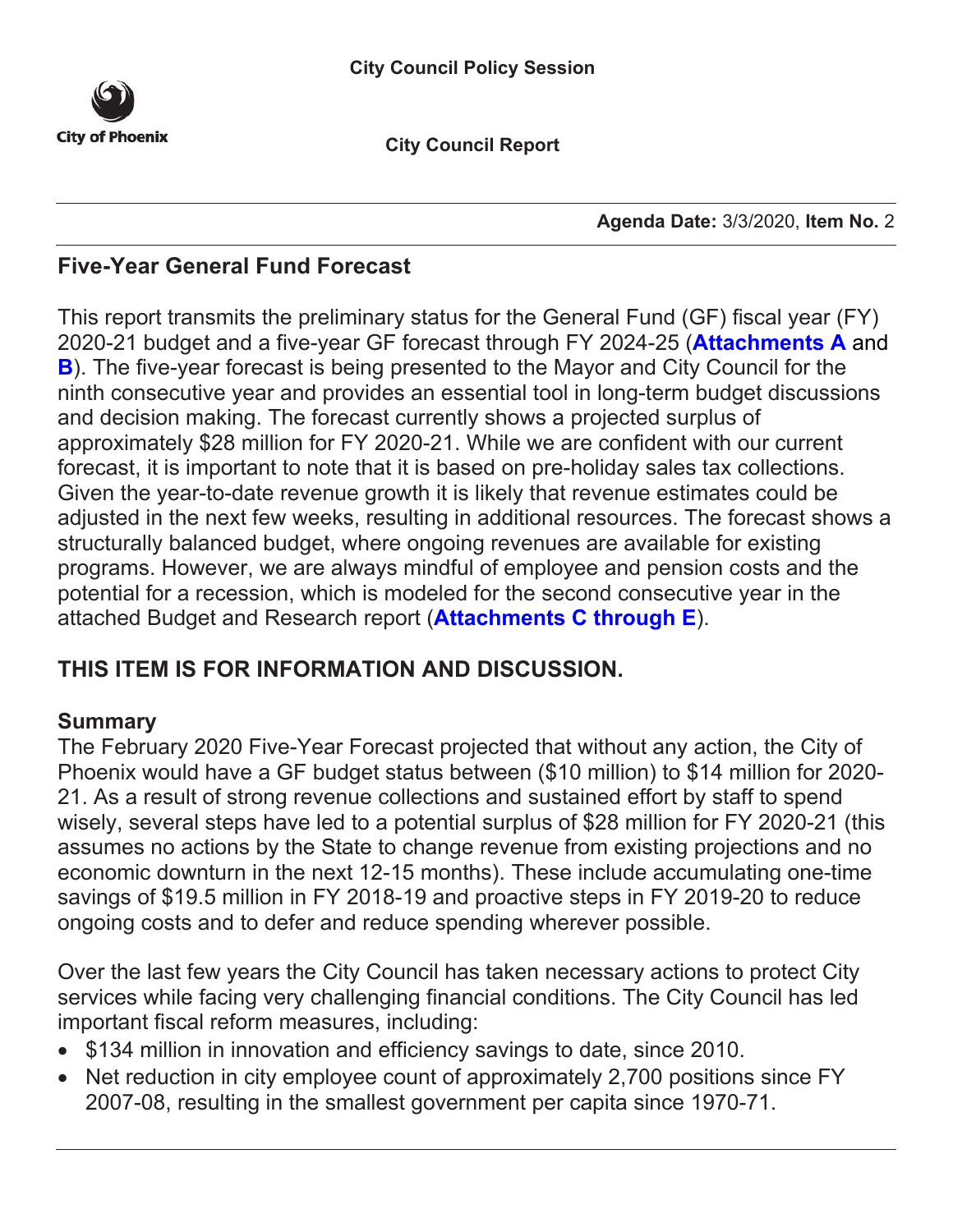City of Phoenix

City Council Policy Session

City Council Report

**Agenda Date:** 3/3/2020, **Item No.** 2

## Five-Year General Fund Forecast

This report transmits the preliminary status for the General Fund (GF) fiscal year (FY) 2020-21 budget and a five-year GF forecast through FY 2024-25 (**Attachments A** and **B**). The five-year forecast is being presented to the Mayor and City Council for the ninth consecutive year and provides an essential tool in long-term budget discussions and decision making. The forecast currently shows a projected surplus of approximately $28 million for FY 2020-21. While we are confident with our current forecast, it is important to note that it is based on pre-holiday sales tax collections. Given the year-to-date revenue growth it is likely that revenue estimates could be adjusted in the next few weeks, resulting in additional resources. The forecast shows a structurally balanced budget, where ongoing revenues are available for existing programs. However, we are always mindful of employee and pension costs and the potential for a recession, which is modeled for the second consecutive year in the attached Budget and Research report (**Attachments C through E**).

## THIS ITEM IS FOR INFORMATION AND DISCUSSION.

### Summary

The February 2020 Five-Year Forecast projected that without any action, the City of Phoenix would have a GF budget status between ($10 million) to $14 million for 2020-21. As a result of strong revenue collections and sustained effort by staff to spend wisely, several steps have led to a potential surplus of $28 million for FY 2020-21 (this assumes no actions by the State to change revenue from existing projections and no economic downturn in the next 12-15 months). These include accumulating one-time savings of $19.5 million in FY 2018-19 and proactive steps in FY 2019-20 to reduce ongoing costs and to defer and reduce spending wherever possible.

Over the last few years the City Council has taken necessary actions to protect City services while facing very challenging financial conditions. The City Council has led important fiscal reform measures, including:

- $134 million in innovation and efficiency savings to date, since 2010.
- Net reduction in city employee count of approximately 2,700 positions since FY 2007-08, resulting in the smallest government per capita since 1970-71.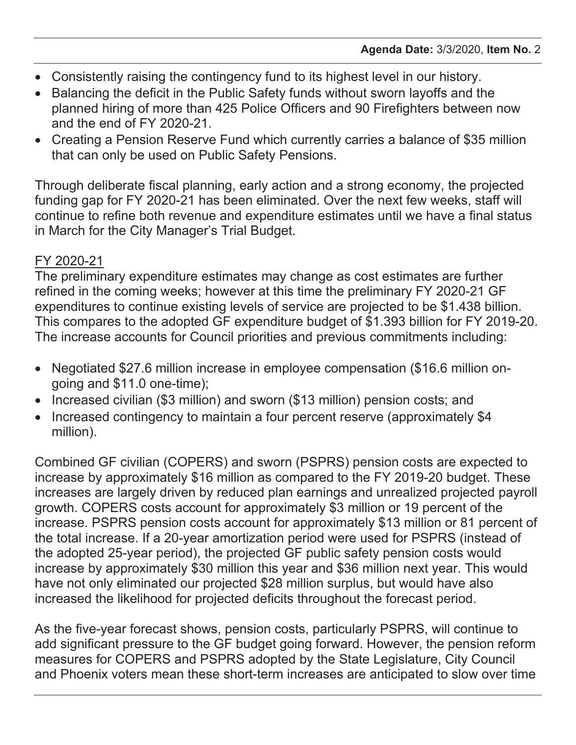- Consistently raising the contingency fund to its highest level in our history.
- Balancing the deficit in the Public Safety funds without sworn layoffs and the planned hiring of more than 425 Police Officers and 90 Firefighters between now and the end of FY 2020-21.
- Creating a Pension Reserve Fund which currently carries a balance of $35 million that can only be used on Public Safety Pensions.

Through deliberate fiscal planning, early action and a strong economy, the projected funding gap for FY 2020-21 has been eliminated. Over the next few weeks, staff will continue to refine both revenue and expenditure estimates until we have a final status in March for the City Manager's Trial Budget.

FY 2020-21

The preliminary expenditure estimates may change as cost estimates are further refined in the coming weeks; however at this time the preliminary FY 2020-21 GF expenditures to continue existing levels of service are projected to be $1.438 billion. This compares to the adopted GF expenditure budget of $1.393 billion for FY 2019-20. The increase accounts for Council priorities and previous commitments including:

- Negotiated $27.6 million increase in employee compensation ($16.6 million on-going and $11.0 one-time);
- Increased civilian ($3 million) and sworn ($13 million) pension costs; and
- Increased contingency to maintain a four percent reserve (approximately $4 million).

Combined GF civilian (COPERS) and sworn (PSPRS) pension costs are expected to increase by approximately $16 million as compared to the FY 2019-20 budget. These increases are largely driven by reduced plan earnings and unrealized projected payroll growth. COPERS costs account for approximately $3 million or 19 percent of the increase. PSPRS pension costs account for approximately $13 million or 81 percent of the total increase. If a 20-year amortization period were used for PSPRS (instead of the adopted 25-year period), the projected GF public safety pension costs would increase by approximately $30 million this year and $36 million next year. This would have not only eliminated our projected $28 million surplus, but would have also increased the likelihood for projected deficits throughout the forecast period.

As the five-year forecast shows, pension costs, particularly PSPRS, will continue to add significant pressure to the GF budget going forward. However, the pension reform measures for COPERS and PSPRS adopted by the State Legislature, City Council and Phoenix voters mean these short-term increases are anticipated to slow over time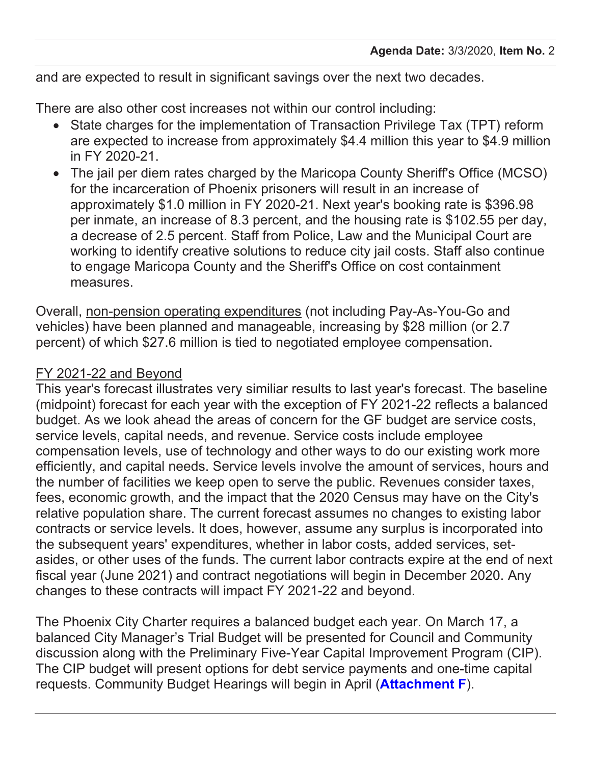and are expected to result in significant savings over the next two decades.

There are also other cost increases not within our control including:

- State charges for the implementation of Transaction Privilege Tax (TPT) reform are expected to increase from approximately $4.4 million this year to $4.9 million in FY 2020-21.
- The jail per diem rates charged by the Maricopa County Sheriff's Office (MCSO) for the incarceration of Phoenix prisoners will result in an increase of approximately $1.0 million in FY 2020-21. Next year's booking rate is $396.98 per inmate, an increase of 8.3 percent, and the housing rate is $102.55 per day, a decrease of 2.5 percent. Staff from Police, Law and the Municipal Court are working to identify creative solutions to reduce city jail costs. Staff also continue to engage Maricopa County and the Sheriff's Office on cost containment measures.

Overall, <u>non-pension operating expenditures</u> (not including Pay-As-You-Go and vehicles) have been planned and manageable, increasing by $28 million (or 2.7 percent) of which $27.6 million is tied to negotiated employee compensation.

<u>FY 2021-22 and Beyond</u>

This year's forecast illustrates very similiar results to last year's forecast. The baseline (midpoint) forecast for each year with the exception of FY 2021-22 reflects a balanced budget. As we look ahead the areas of concern for the GF budget are service costs, service levels, capital needs, and revenue. Service costs include employee compensation levels, use of technology and other ways to do our existing work more efficiently, and capital needs. Service levels involve the amount of services, hours and the number of facilities we keep open to serve the public. Revenues consider taxes, fees, economic growth, and the impact that the 2020 Census may have on the City's relative population share. The current forecast assumes no changes to existing labor contracts or service levels. It does, however, assume any surplus is incorporated into the subsequent years' expenditures, whether in labor costs, added services, set-asides, or other uses of the funds. The current labor contracts expire at the end of next fiscal year (June 2021) and contract negotiations will begin in December 2020. Any changes to these contracts will impact FY 2021-22 and beyond.

The Phoenix City Charter requires a balanced budget each year. On March 17, a balanced City Manager's Trial Budget will be presented for Council and Community discussion along with the Preliminary Five-Year Capital Improvement Program (CIP). The CIP budget will present options for debt service payments and one-time capital requests. Community Budget Hearings will begin in April (**Attachment F**).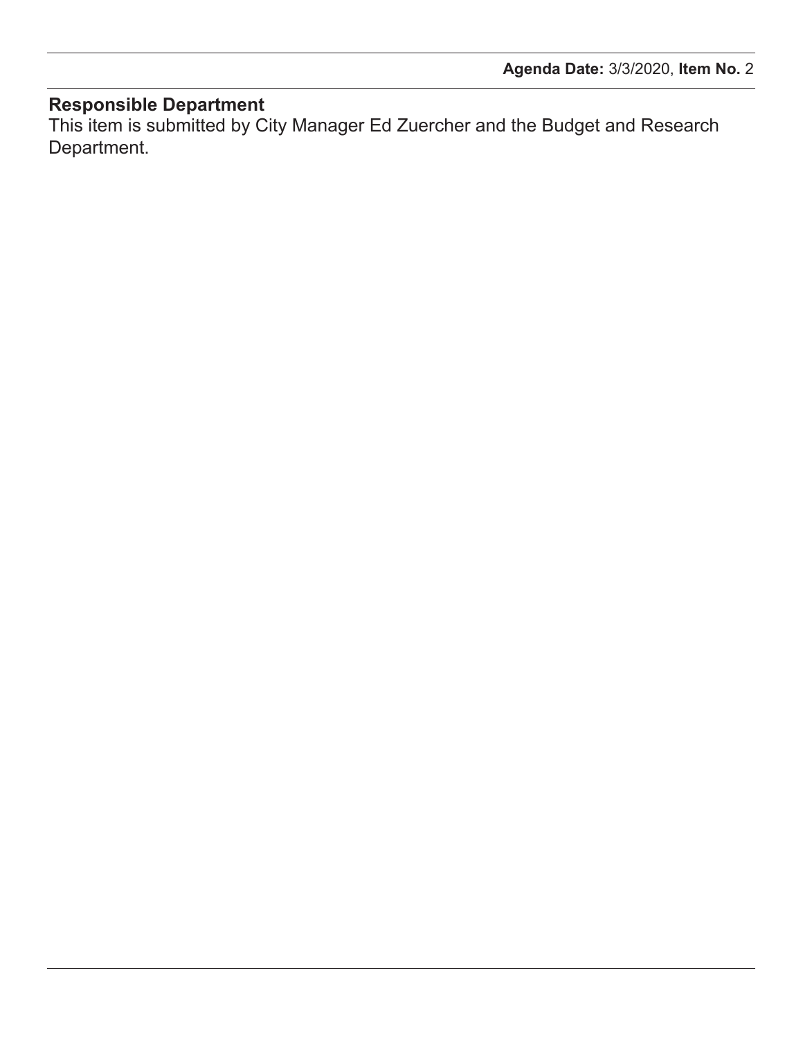## Responsible Department

This item is submitted by City Manager Ed Zuercher and the Budget and Research Department.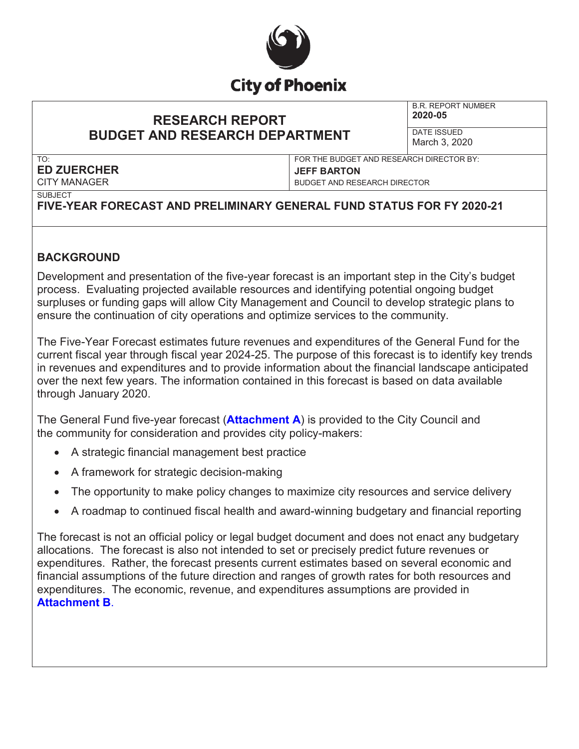City of Phoenix

# RESEARCH REPORT
# BUDGET AND RESEARCH DEPARTMENT

B.R. REPORT NUMBER
**2020-05**

DATE ISSUED
March 3, 2020

TO:
**ED ZUERCHER**
CITY MANAGER

FOR THE BUDGET AND RESEARCH DIRECTOR BY:
**JEFF BARTON**
BUDGET AND RESEARCH DIRECTOR

SUBJECT
**FIVE-YEAR FORECAST AND PRELIMINARY GENERAL FUND STATUS FOR FY 2020-21**

## BACKGROUND

Development and presentation of the five-year forecast is an important step in the City's budget process. Evaluating projected available resources and identifying potential ongoing budget surpluses or funding gaps will allow City Management and Council to develop strategic plans to ensure the continuation of city operations and optimize services to the community.

The Five-Year Forecast estimates future revenues and expenditures of the General Fund for the current fiscal year through fiscal year 2024-25. The purpose of this forecast is to identify key trends in revenues and expenditures and to provide information about the financial landscape anticipated over the next few years. The information contained in this forecast is based on data available through January 2020.

The General Fund five-year forecast (**Attachment A**) is provided to the City Council and the community for consideration and provides city policy-makers:

- A strategic financial management best practice
- A framework for strategic decision-making
- The opportunity to make policy changes to maximize city resources and service delivery
- A roadmap to continued fiscal health and award-winning budgetary and financial reporting

The forecast is not an official policy or legal budget document and does not enact any budgetary allocations. The forecast is also not intended to set or precisely predict future revenues or expenditures. Rather, the forecast presents current estimates based on several economic and financial assumptions of the future direction and ranges of growth rates for both resources and expenditures. The economic, revenue, and expenditures assumptions are provided in **Attachment B**.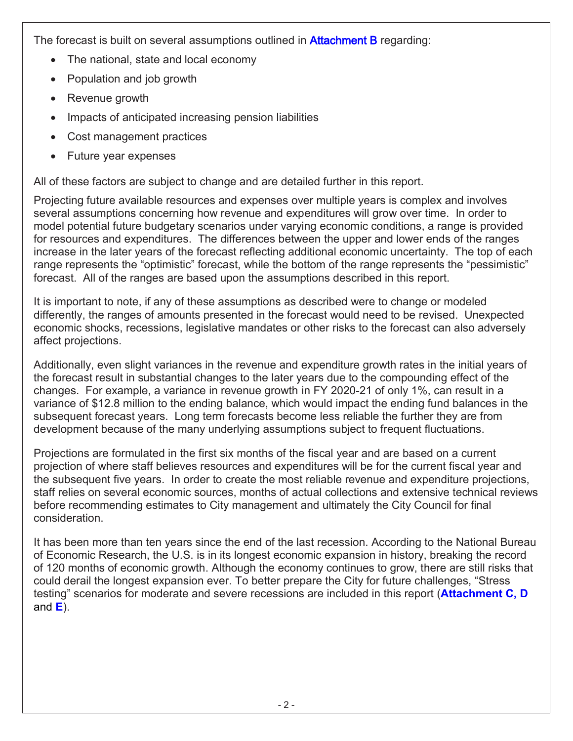The forecast is built on several assumptions outlined in **Attachment B** regarding:

- The national, state and local economy
- Population and job growth
- Revenue growth
- Impacts of anticipated increasing pension liabilities
- Cost management practices
- Future year expenses

All of these factors are subject to change and are detailed further in this report.

Projecting future available resources and expenses over multiple years is complex and involves several assumptions concerning how revenue and expenditures will grow over time. In order to model potential future budgetary scenarios under varying economic conditions, a range is provided for resources and expenditures. The differences between the upper and lower ends of the ranges increase in the later years of the forecast reflecting additional economic uncertainty. The top of each range represents the "optimistic" forecast, while the bottom of the range represents the "pessimistic" forecast. All of the ranges are based upon the assumptions described in this report.

It is important to note, if any of these assumptions as described were to change or modeled differently, the ranges of amounts presented in the forecast would need to be revised. Unexpected economic shocks, recessions, legislative mandates or other risks to the forecast can also adversely affect projections.

Additionally, even slight variances in the revenue and expenditure growth rates in the initial years of the forecast result in substantial changes to the later years due to the compounding effect of the changes. For example, a variance in revenue growth in FY 2020-21 of only 1%, can result in a variance of $12.8 million to the ending balance, which would impact the ending fund balances in the subsequent forecast years. Long term forecasts become less reliable the further they are from development because of the many underlying assumptions subject to frequent fluctuations.

Projections are formulated in the first six months of the fiscal year and are based on a current projection of where staff believes resources and expenditures will be for the current fiscal year and the subsequent five years. In order to create the most reliable revenue and expenditure projections, staff relies on several economic sources, months of actual collections and extensive technical reviews before recommending estimates to City management and ultimately the City Council for final consideration.

It has been more than ten years since the end of the last recession. According to the National Bureau of Economic Research, the U.S. is in its longest economic expansion in history, breaking the record of 120 months of economic growth. Although the economy continues to grow, there are still risks that could derail the longest expansion ever. To better prepare the City for future challenges, "Stress testing" scenarios for moderate and severe recessions are included in this report (**Attachment C, D** and **E**).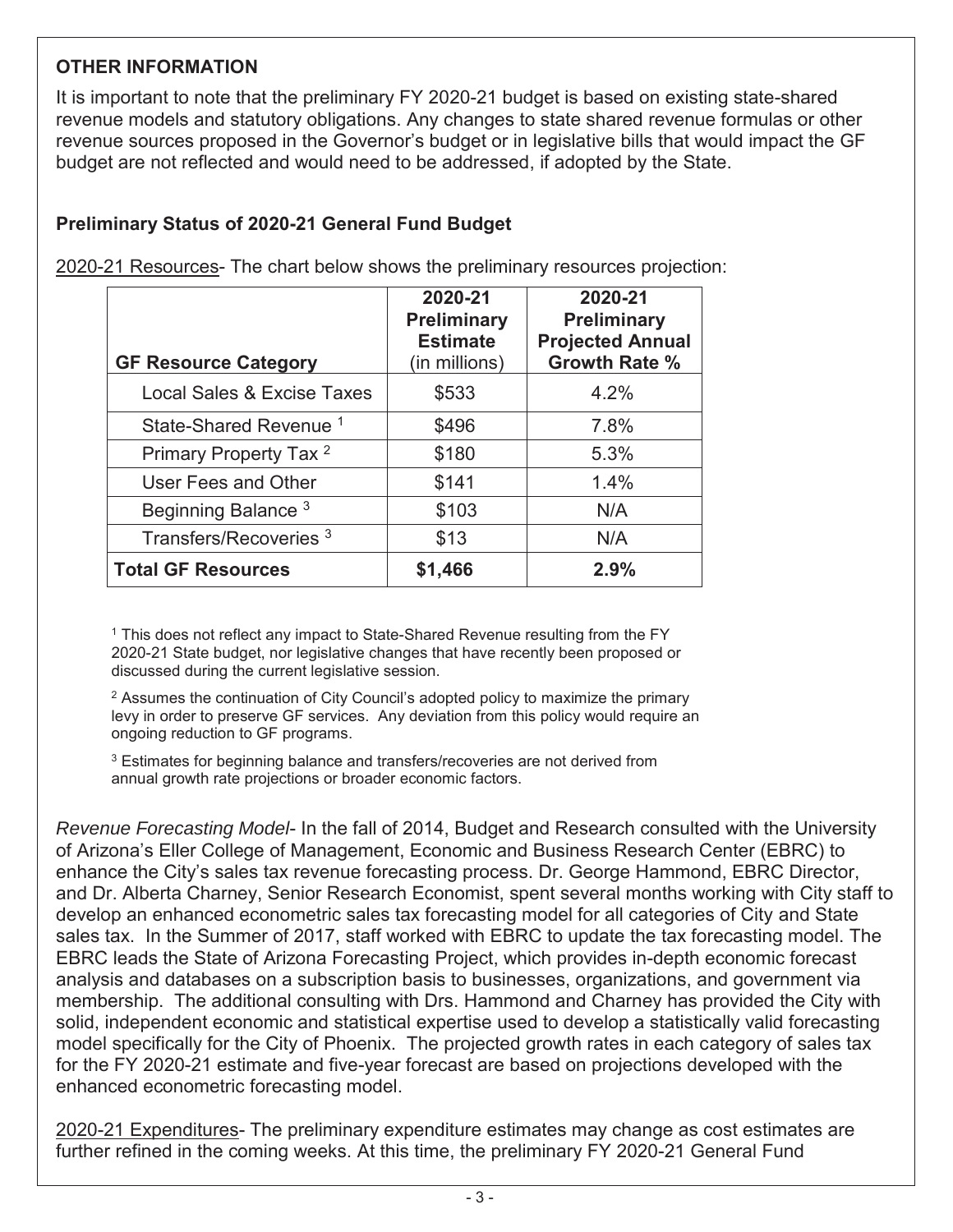## OTHER INFORMATION

It is important to note that the preliminary FY 2020-21 budget is based on existing state-shared revenue models and statutory obligations. Any changes to state shared revenue formulas or other revenue sources proposed in the Governor's budget or in legislative bills that would impact the GF budget are not reflected and would need to be addressed, if adopted by the State.

### Preliminary Status of 2020-21 General Fund Budget

2020-21 Resources- The chart below shows the preliminary resources projection:

| GF Resource Category | 2020-21 Preliminary Estimate (in millions) | 2020-21 Preliminary Projected Annual Growth Rate % |
|---|---|---|
| Local Sales & Excise Taxes | \$533 | 4.2% |
| State-Shared Revenue [1] | \$496 | 7.8% |
| Primary Property Tax [2] | \$180 | 5.3% |
| User Fees and Other | \$141 | 1.4% |
| Beginning Balance [3] | \$103 | N/A |
| Transfers/Recoveries [3] | \$13 | N/A |
| **Total GF Resources** | **\$1,466** | **2.9%** |

[1] This does not reflect any impact to State-Shared Revenue resulting from the FY 2020-21 State budget, nor legislative changes that have recently been proposed or discussed during the current legislative session.

[2] Assumes the continuation of City Council's adopted policy to maximize the primary levy in order to preserve GF services. Any deviation from this policy would require an ongoing reduction to GF programs.

[3] Estimates for beginning balance and transfers/recoveries are not derived from annual growth rate projections or broader economic factors.

*Revenue Forecasting Model*- In the fall of 2014, Budget and Research consulted with the University of Arizona's Eller College of Management, Economic and Business Research Center (EBRC) to enhance the City's sales tax revenue forecasting process. Dr. George Hammond, EBRC Director, and Dr. Alberta Charney, Senior Research Economist, spent several months working with City staff to develop an enhanced econometric sales tax forecasting model for all categories of City and State sales tax. In the Summer of 2017, staff worked with EBRC to update the tax forecasting model. The EBRC leads the State of Arizona Forecasting Project, which provides in-depth economic forecast analysis and databases on a subscription basis to businesses, organizations, and government via membership. The additional consulting with Drs. Hammond and Charney has provided the City with solid, independent economic and statistical expertise used to develop a statistically valid forecasting model specifically for the City of Phoenix. The projected growth rates in each category of sales tax for the FY 2020-21 estimate and five-year forecast are based on projections developed with the enhanced econometric forecasting model.

2020-21 Expenditures- The preliminary expenditure estimates may change as cost estimates are further refined in the coming weeks. At this time, the preliminary FY 2020-21 General Fund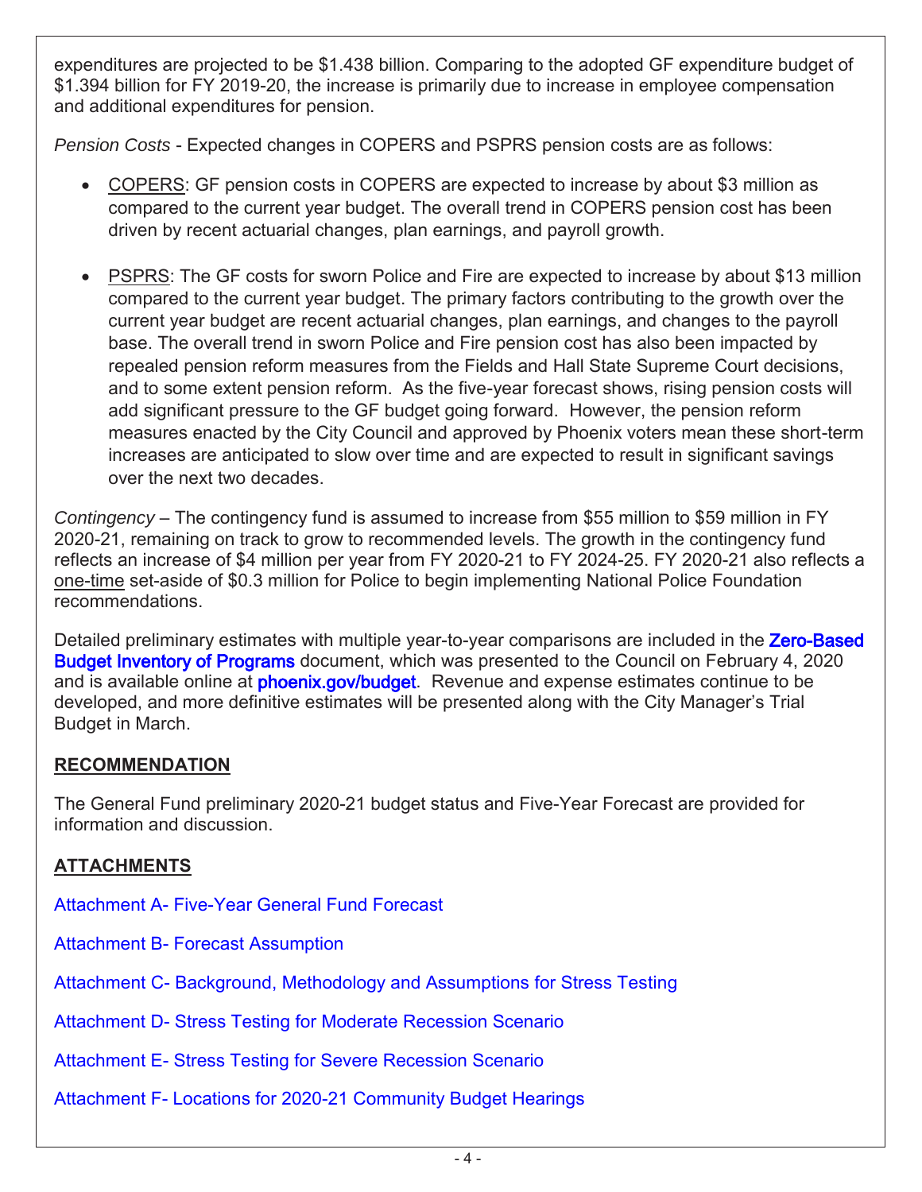expenditures are projected to be $1.438 billion. Comparing to the adopted GF expenditure budget of $1.394 billion for FY 2019-20, the increase is primarily due to increase in employee compensation and additional expenditures for pension.

*Pension Costs* - Expected changes in COPERS and PSPRS pension costs are as follows:

- COPERS: GF pension costs in COPERS are expected to increase by about $3 million as compared to the current year budget. The overall trend in COPERS pension cost has been driven by recent actuarial changes, plan earnings, and payroll growth.

- PSPRS: The GF costs for sworn Police and Fire are expected to increase by about $13 million compared to the current year budget. The primary factors contributing to the growth over the current year budget are recent actuarial changes, plan earnings, and changes to the payroll base. The overall trend in sworn Police and Fire pension cost has also been impacted by repealed pension reform measures from the Fields and Hall State Supreme Court decisions, and to some extent pension reform. As the five-year forecast shows, rising pension costs will add significant pressure to the GF budget going forward. However, the pension reform measures enacted by the City Council and approved by Phoenix voters mean these short-term increases are anticipated to slow over time and are expected to result in significant savings over the next two decades.

*Contingency* – The contingency fund is assumed to increase from $55 million to $59 million in FY 2020-21, remaining on track to grow to recommended levels. The growth in the contingency fund reflects an increase of $4 million per year from FY 2020-21 to FY 2024-25. FY 2020-21 also reflects a one-time set-aside of $0.3 million for Police to begin implementing National Police Foundation recommendations.

Detailed preliminary estimates with multiple year-to-year comparisons are included in the Zero-Based Budget Inventory of Programs document, which was presented to the Council on February 4, 2020 and is available online at phoenix.gov/budget. Revenue and expense estimates continue to be developed, and more definitive estimates will be presented along with the City Manager's Trial Budget in March.

## RECOMMENDATION

The General Fund preliminary 2020-21 budget status and Five-Year Forecast are provided for information and discussion.

## ATTACHMENTS

Attachment A- Five-Year General Fund Forecast

Attachment B- Forecast Assumption

Attachment C- Background, Methodology and Assumptions for Stress Testing

Attachment D- Stress Testing for Moderate Recession Scenario

Attachment E- Stress Testing for Severe Recession Scenario

Attachment F- Locations for 2020-21 Community Budget Hearings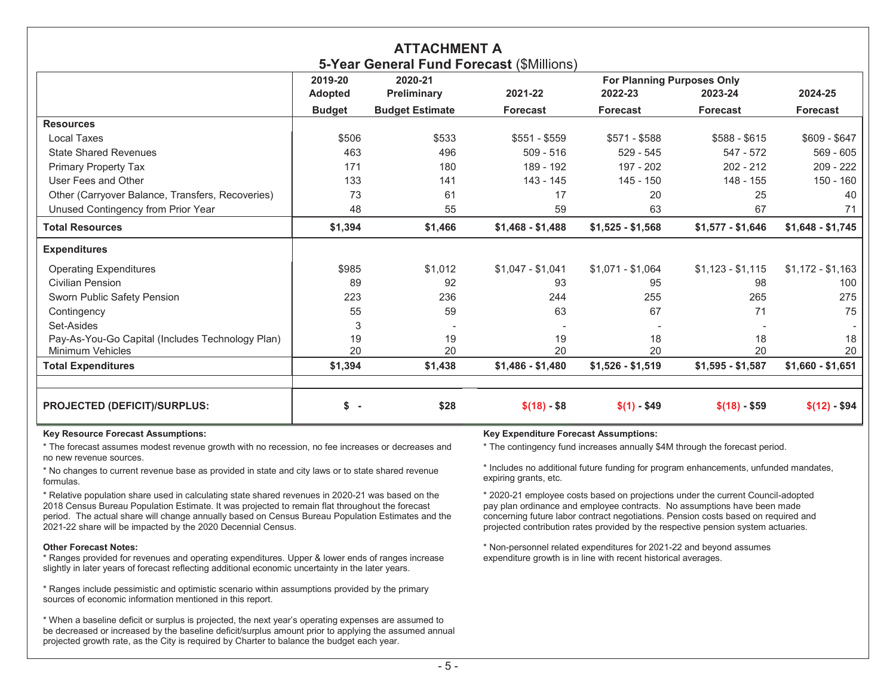# ATTACHMENT A

## 5-Year General Fund Forecast ($Millions)

| | 2019-20 Adopted Budget | 2020-21 Preliminary Budget Estimate | 2021-22 Forecast | 2022-23 Forecast | 2023-24 Forecast | 2024-25 Forecast |
|---|---|---|---|---|---|---|
| | | | For Planning Purposes Only | | | |
| **Resources** | | | | | | |
| Local Taxes | $506 | $533 | $551 - $559 | $571 - $588 | $588 - $615 | $609 - $647 |
| State Shared Revenues | 463 | 496 | 509 - 516 | 529 - 545 | 547 - 572 | 569 - 605 |
| Primary Property Tax | 171 | 180 | 189 - 192 | 197 - 202 | 202 - 212 | 209 - 222 |
| User Fees and Other | 133 | 141 | 143 - 145 | 145 - 150 | 148 - 155 | 150 - 160 |
| Other (Carryover Balance, Transfers, Recoveries) | 73 | 61 | 17 | 20 | 25 | 40 |
| Unused Contingency from Prior Year | 48 | 55 | 59 | 63 | 67 | 71 |
| **Total Resources** | **$1,394** | **$1,466** | **$1,468 - $1,488** | **$1,525 - $1,568** | **$1,577 - $1,646** | **$1,648 - $1,745** |
| **Expenditures** | | | | | | |
| Operating Expenditures | $985 | $1,012 | $1,047 - $1,041 | $1,071 - $1,064 | $1,123 - $1,115 | $1,172 - $1,163 |
| Civilian Pension | 89 | 92 | 93 | 95 | 98 | 100 |
| Sworn Public Safety Pension | 223 | 236 | 244 | 255 | 265 | 275 |
| Contingency | 55 | 59 | 63 | 67 | 71 | 75 |
| Set-Asides | 3 | - | - | - | - | - |
| Pay-As-You-Go Capital (Includes Technology Plan) | 19 | 19 | 19 | 18 | 18 | 18 |
| Minimum Vehicles | 20 | 20 | 20 | 20 | 20 | 20 |
| **Total Expenditures** | **$1,394** | **$1,438** | **$1,486 - $1,480** | **$1,526 - $1,519** | **$1,595 - $1,587** | **$1,660 - $1,651** |
| **PROJECTED (DEFICIT)/SURPLUS:** | **$ -** | **$28** | **$(18) - $8** | **$(1) - $49** | **$(18) - $59** | **$(12) - $94** |

**Key Resource Forecast Assumptions:**

* The forecast assumes modest revenue growth with no recession, no fee increases or decreases and no new revenue sources.

* No changes to current revenue base as provided in state and city laws or to state shared revenue formulas.

* Relative population share used in calculating state shared revenues in 2020-21 was based on the 2018 Census Bureau Population Estimate. It was projected to remain flat throughout the forecast period. The actual share will change annually based on Census Bureau Population Estimates and the 2021-22 share will be impacted by the 2020 Decennial Census.

**Other Forecast Notes:**

* Ranges provided for revenues and operating expenditures. Upper & lower ends of ranges increase slightly in later years of forecast reflecting additional economic uncertainty in the later years.

* Ranges include pessimistic and optimistic scenario within assumptions provided by the primary sources of economic information mentioned in this report.

* When a baseline deficit or surplus is projected, the next year's operating expenses are assumed to be decreased or increased by the baseline deficit/surplus amount prior to applying the assumed annual projected growth rate, as the City is required by Charter to balance the budget each year.

**Key Expenditure Forecast Assumptions:**

* The contingency fund increases annually $4M through the forecast period.

* Includes no additional future funding for program enhancements, unfunded mandates, expiring grants, etc.

* 2020-21 employee costs based on projections under the current Council-adopted pay plan ordinance and employee contracts. No assumptions have been made concerning future labor contract negotiations. Pension costs based on required and projected contribution rates provided by the respective pension system actuaries.

* Non-personnel related expenditures for 2021-22 and beyond assumes expenditure growth is in line with recent historical averages.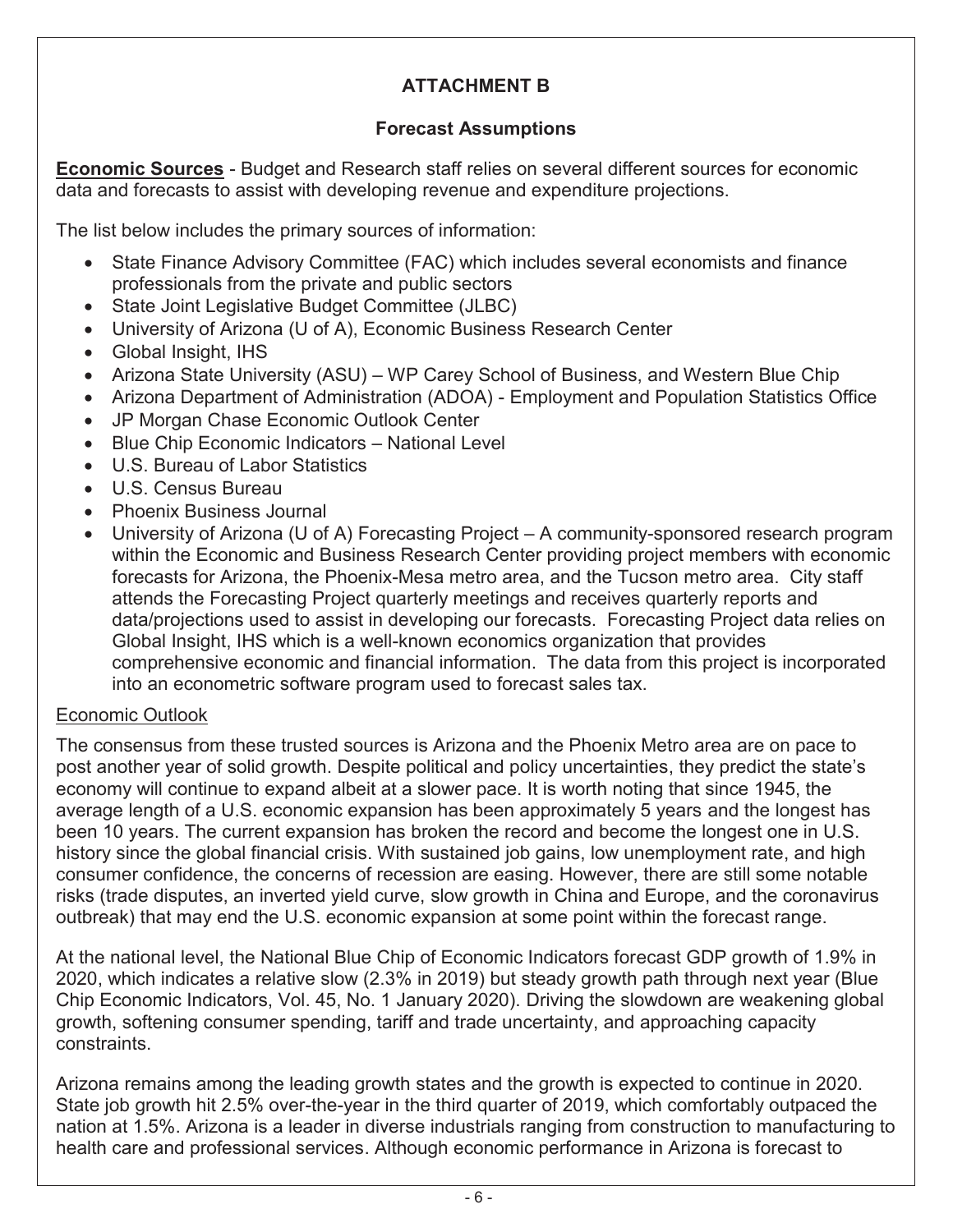## ATTACHMENT B

### Forecast Assumptions

**Economic Sources** - Budget and Research staff relies on several different sources for economic data and forecasts to assist with developing revenue and expenditure projections.

The list below includes the primary sources of information:

- State Finance Advisory Committee (FAC) which includes several economists and finance professionals from the private and public sectors
- State Joint Legislative Budget Committee (JLBC)
- University of Arizona (U of A), Economic Business Research Center
- Global Insight, IHS
- Arizona State University (ASU) – WP Carey School of Business, and Western Blue Chip
- Arizona Department of Administration (ADOA) - Employment and Population Statistics Office
- JP Morgan Chase Economic Outlook Center
- Blue Chip Economic Indicators – National Level
- U.S. Bureau of Labor Statistics
- U.S. Census Bureau
- Phoenix Business Journal
- University of Arizona (U of A) Forecasting Project – A community-sponsored research program within the Economic and Business Research Center providing project members with economic forecasts for Arizona, the Phoenix-Mesa metro area, and the Tucson metro area. City staff attends the Forecasting Project quarterly meetings and receives quarterly reports and data/projections used to assist in developing our forecasts. Forecasting Project data relies on Global Insight, IHS which is a well-known economics organization that provides comprehensive economic and financial information. The data from this project is incorporated into an econometric software program used to forecast sales tax.

Economic Outlook

The consensus from these trusted sources is Arizona and the Phoenix Metro area are on pace to post another year of solid growth. Despite political and policy uncertainties, they predict the state's economy will continue to expand albeit at a slower pace. It is worth noting that since 1945, the average length of a U.S. economic expansion has been approximately 5 years and the longest has been 10 years. The current expansion has broken the record and become the longest one in U.S. history since the global financial crisis. With sustained job gains, low unemployment rate, and high consumer confidence, the concerns of recession are easing. However, there are still some notable risks (trade disputes, an inverted yield curve, slow growth in China and Europe, and the coronavirus outbreak) that may end the U.S. economic expansion at some point within the forecast range.

At the national level, the National Blue Chip of Economic Indicators forecast GDP growth of 1.9% in 2020, which indicates a relative slow (2.3% in 2019) but steady growth path through next year (Blue Chip Economic Indicators, Vol. 45, No. 1 January 2020). Driving the slowdown are weakening global growth, softening consumer spending, tariff and trade uncertainty, and approaching capacity constraints.

Arizona remains among the leading growth states and the growth is expected to continue in 2020. State job growth hit 2.5% over-the-year in the third quarter of 2019, which comfortably outpaced the nation at 1.5%. Arizona is a leader in diverse industrials ranging from construction to manufacturing to health care and professional services. Although economic performance in Arizona is forecast to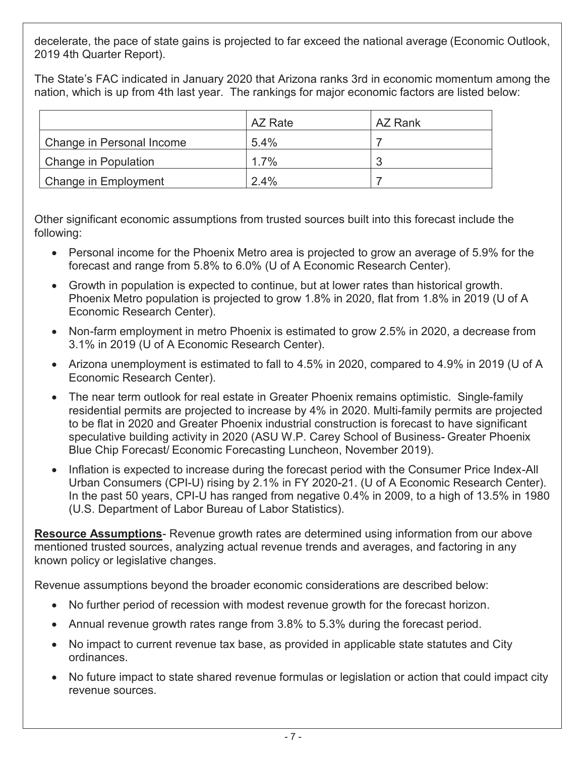decelerate, the pace of state gains is projected to far exceed the national average (Economic Outlook, 2019 4th Quarter Report).

The State's FAC indicated in January 2020 that Arizona ranks 3rd in economic momentum among the nation, which is up from 4th last year. The rankings for major economic factors are listed below:

| | AZ Rate | AZ Rank |
|---|---|---|
| Change in Personal Income | 5.4% | 7 |
| Change in Population | 1.7% | 3 |
| Change in Employment | 2.4% | 7 |

Other significant economic assumptions from trusted sources built into this forecast include the following:

- Personal income for the Phoenix Metro area is projected to grow an average of 5.9% for the forecast and range from 5.8% to 6.0% (U of A Economic Research Center).
- Growth in population is expected to continue, but at lower rates than historical growth. Phoenix Metro population is projected to grow 1.8% in 2020, flat from 1.8% in 2019 (U of A Economic Research Center).
- Non-farm employment in metro Phoenix is estimated to grow 2.5% in 2020, a decrease from 3.1% in 2019 (U of A Economic Research Center).
- Arizona unemployment is estimated to fall to 4.5% in 2020, compared to 4.9% in 2019 (U of A Economic Research Center).
- The near term outlook for real estate in Greater Phoenix remains optimistic. Single-family residential permits are projected to increase by 4% in 2020. Multi-family permits are projected to be flat in 2020 and Greater Phoenix industrial construction is forecast to have significant speculative building activity in 2020 (ASU W.P. Carey School of Business- Greater Phoenix Blue Chip Forecast/ Economic Forecasting Luncheon, November 2019).
- Inflation is expected to increase during the forecast period with the Consumer Price Index-All Urban Consumers (CPI-U) rising by 2.1% in FY 2020-21. (U of A Economic Research Center). In the past 50 years, CPI-U has ranged from negative 0.4% in 2009, to a high of 13.5% in 1980 (U.S. Department of Labor Bureau of Labor Statistics).

**Resource Assumptions**- Revenue growth rates are determined using information from our above mentioned trusted sources, analyzing actual revenue trends and averages, and factoring in any known policy or legislative changes.

Revenue assumptions beyond the broader economic considerations are described below:

- No further period of recession with modest revenue growth for the forecast horizon.
- Annual revenue growth rates range from 3.8% to 5.3% during the forecast period.
- No impact to current revenue tax base, as provided in applicable state statutes and City ordinances.
- No future impact to state shared revenue formulas or legislation or action that could impact city revenue sources.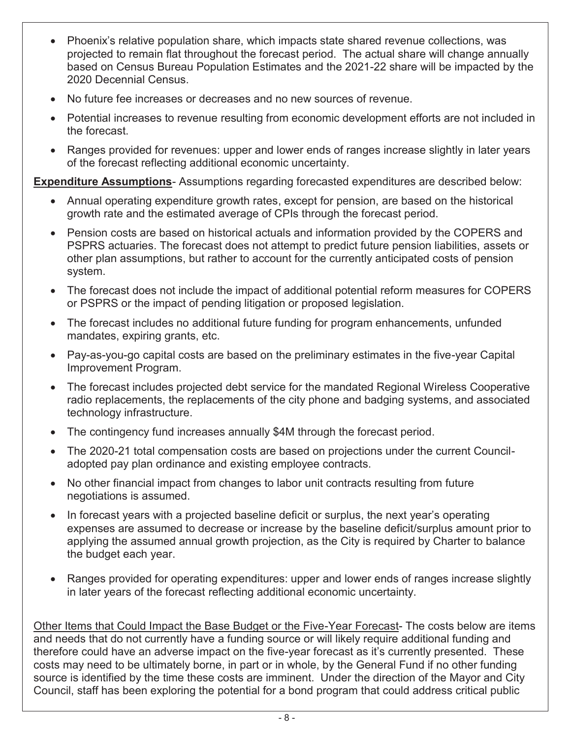- Phoenix's relative population share, which impacts state shared revenue collections, was projected to remain flat throughout the forecast period. The actual share will change annually based on Census Bureau Population Estimates and the 2021-22 share will be impacted by the 2020 Decennial Census.
- No future fee increases or decreases and no new sources of revenue.
- Potential increases to revenue resulting from economic development efforts are not included in the forecast.
- Ranges provided for revenues: upper and lower ends of ranges increase slightly in later years of the forecast reflecting additional economic uncertainty.

**Expenditure Assumptions**- Assumptions regarding forecasted expenditures are described below:

- Annual operating expenditure growth rates, except for pension, are based on the historical growth rate and the estimated average of CPIs through the forecast period.
- Pension costs are based on historical actuals and information provided by the COPERS and PSPRS actuaries. The forecast does not attempt to predict future pension liabilities, assets or other plan assumptions, but rather to account for the currently anticipated costs of pension system.
- The forecast does not include the impact of additional potential reform measures for COPERS or PSPRS or the impact of pending litigation or proposed legislation.
- The forecast includes no additional future funding for program enhancements, unfunded mandates, expiring grants, etc.
- Pay-as-you-go capital costs are based on the preliminary estimates in the five-year Capital Improvement Program.
- The forecast includes projected debt service for the mandated Regional Wireless Cooperative radio replacements, the replacements of the city phone and badging systems, and associated technology infrastructure.
- The contingency fund increases annually $4M through the forecast period.
- The 2020-21 total compensation costs are based on projections under the current Council-adopted pay plan ordinance and existing employee contracts.
- No other financial impact from changes to labor unit contracts resulting from future negotiations is assumed.
- In forecast years with a projected baseline deficit or surplus, the next year's operating expenses are assumed to decrease or increase by the baseline deficit/surplus amount prior to applying the assumed annual growth projection, as the City is required by Charter to balance the budget each year.
- Ranges provided for operating expenditures: upper and lower ends of ranges increase slightly in later years of the forecast reflecting additional economic uncertainty.

Other Items that Could Impact the Base Budget or the Five-Year Forecast- The costs below are items and needs that do not currently have a funding source or will likely require additional funding and therefore could have an adverse impact on the five-year forecast as it's currently presented. These costs may need to be ultimately borne, in part or in whole, by the General Fund if no other funding source is identified by the time these costs are imminent. Under the direction of the Mayor and City Council, staff has been exploring the potential for a bond program that could address critical public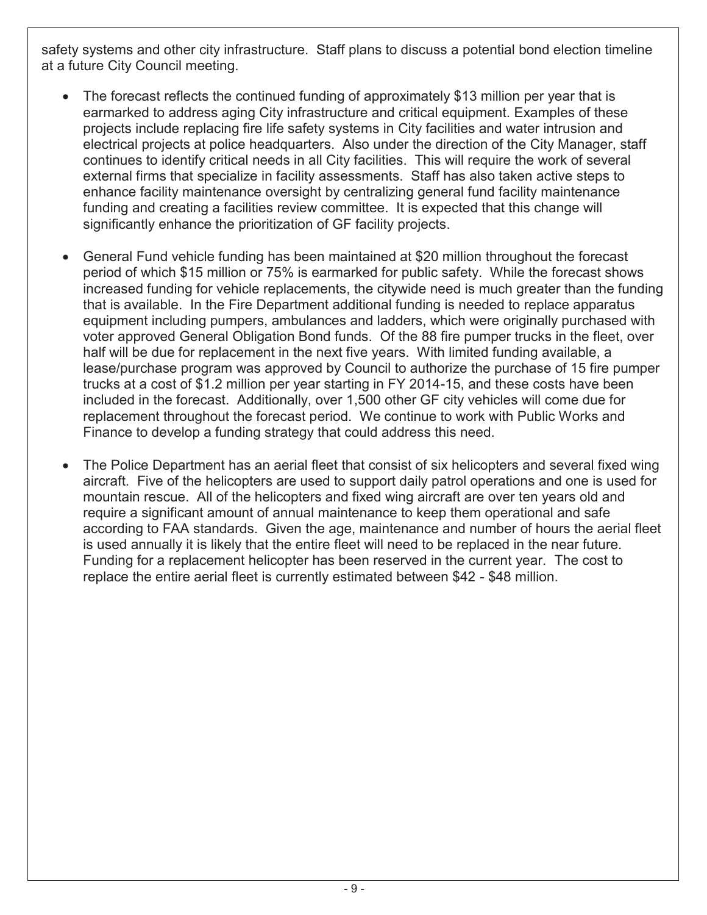safety systems and other city infrastructure. Staff plans to discuss a potential bond election timeline at a future City Council meeting.

- The forecast reflects the continued funding of approximately $13 million per year that is earmarked to address aging City infrastructure and critical equipment. Examples of these projects include replacing fire life safety systems in City facilities and water intrusion and electrical projects at police headquarters. Also under the direction of the City Manager, staff continues to identify critical needs in all City facilities. This will require the work of several external firms that specialize in facility assessments. Staff has also taken active steps to enhance facility maintenance oversight by centralizing general fund facility maintenance funding and creating a facilities review committee. It is expected that this change will significantly enhance the prioritization of GF facility projects.

- General Fund vehicle funding has been maintained at $20 million throughout the forecast period of which $15 million or 75% is earmarked for public safety. While the forecast shows increased funding for vehicle replacements, the citywide need is much greater than the funding that is available. In the Fire Department additional funding is needed to replace apparatus equipment including pumpers, ambulances and ladders, which were originally purchased with voter approved General Obligation Bond funds. Of the 88 fire pumper trucks in the fleet, over half will be due for replacement in the next five years. With limited funding available, a lease/purchase program was approved by Council to authorize the purchase of 15 fire pumper trucks at a cost of $1.2 million per year starting in FY 2014-15, and these costs have been included in the forecast. Additionally, over 1,500 other GF city vehicles will come due for replacement throughout the forecast period. We continue to work with Public Works and Finance to develop a funding strategy that could address this need.

- The Police Department has an aerial fleet that consist of six helicopters and several fixed wing aircraft. Five of the helicopters are used to support daily patrol operations and one is used for mountain rescue. All of the helicopters and fixed wing aircraft are over ten years old and require a significant amount of annual maintenance to keep them operational and safe according to FAA standards. Given the age, maintenance and number of hours the aerial fleet is used annually it is likely that the entire fleet will need to be replaced in the near future. Funding for a replacement helicopter has been reserved in the current year. The cost to replace the entire aerial fleet is currently estimated between $42 - $48 million.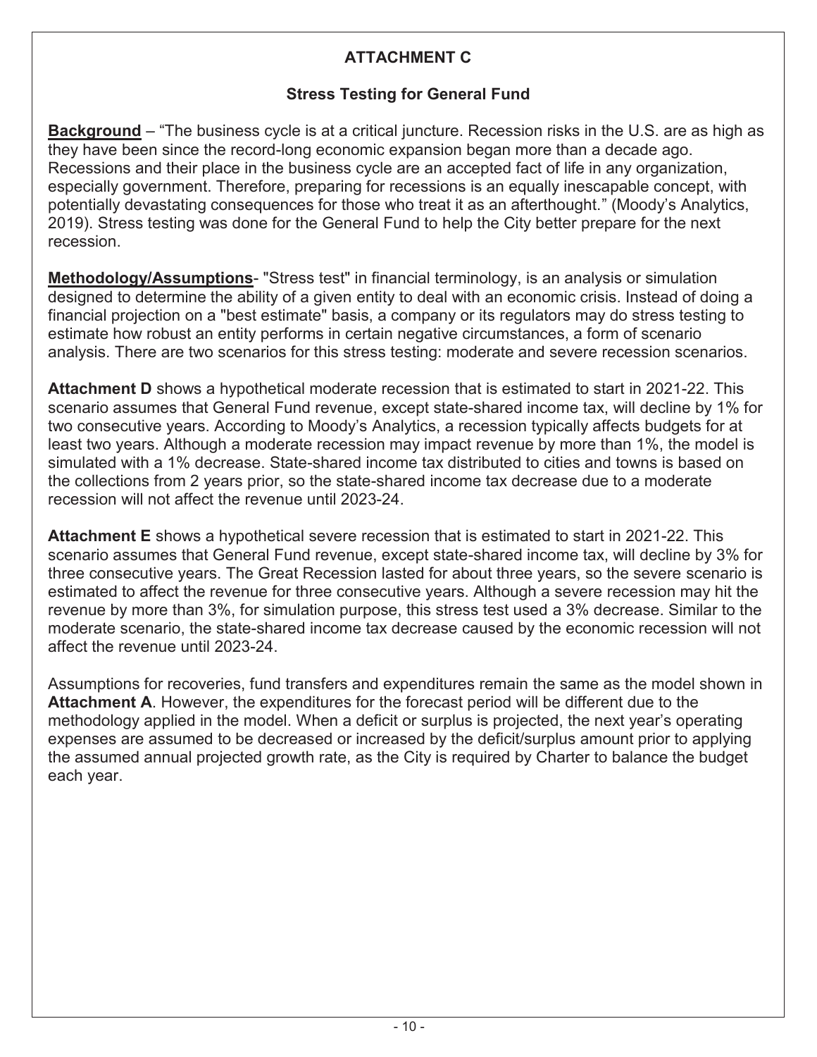## ATTACHMENT C

### Stress Testing for General Fund

**Background** – "The business cycle is at a critical juncture. Recession risks in the U.S. are as high as they have been since the record-long economic expansion began more than a decade ago. Recessions and their place in the business cycle are an accepted fact of life in any organization, especially government. Therefore, preparing for recessions is an equally inescapable concept, with potentially devastating consequences for those who treat it as an afterthought." (Moody's Analytics, 2019). Stress testing was done for the General Fund to help the City better prepare for the next recession.

**Methodology/Assumptions**- "Stress test" in financial terminology, is an analysis or simulation designed to determine the ability of a given entity to deal with an economic crisis. Instead of doing a financial projection on a "best estimate" basis, a company or its regulators may do stress testing to estimate how robust an entity performs in certain negative circumstances, a form of scenario analysis. There are two scenarios for this stress testing: moderate and severe recession scenarios.

**Attachment D** shows a hypothetical moderate recession that is estimated to start in 2021-22. This scenario assumes that General Fund revenue, except state-shared income tax, will decline by 1% for two consecutive years. According to Moody's Analytics, a recession typically affects budgets for at least two years. Although a moderate recession may impact revenue by more than 1%, the model is simulated with a 1% decrease. State-shared income tax distributed to cities and towns is based on the collections from 2 years prior, so the state-shared income tax decrease due to a moderate recession will not affect the revenue until 2023-24.

**Attachment E** shows a hypothetical severe recession that is estimated to start in 2021-22. This scenario assumes that General Fund revenue, except state-shared income tax, will decline by 3% for three consecutive years. The Great Recession lasted for about three years, so the severe scenario is estimated to affect the revenue for three consecutive years. Although a severe recession may hit the revenue by more than 3%, for simulation purpose, this stress test used a 3% decrease. Similar to the moderate scenario, the state-shared income tax decrease caused by the economic recession will not affect the revenue until 2023-24.

Assumptions for recoveries, fund transfers and expenditures remain the same as the model shown in **Attachment A**. However, the expenditures for the forecast period will be different due to the methodology applied in the model. When a deficit or surplus is projected, the next year's operating expenses are assumed to be decreased or increased by the deficit/surplus amount prior to applying the assumed annual projected growth rate, as the City is required by Charter to balance the budget each year.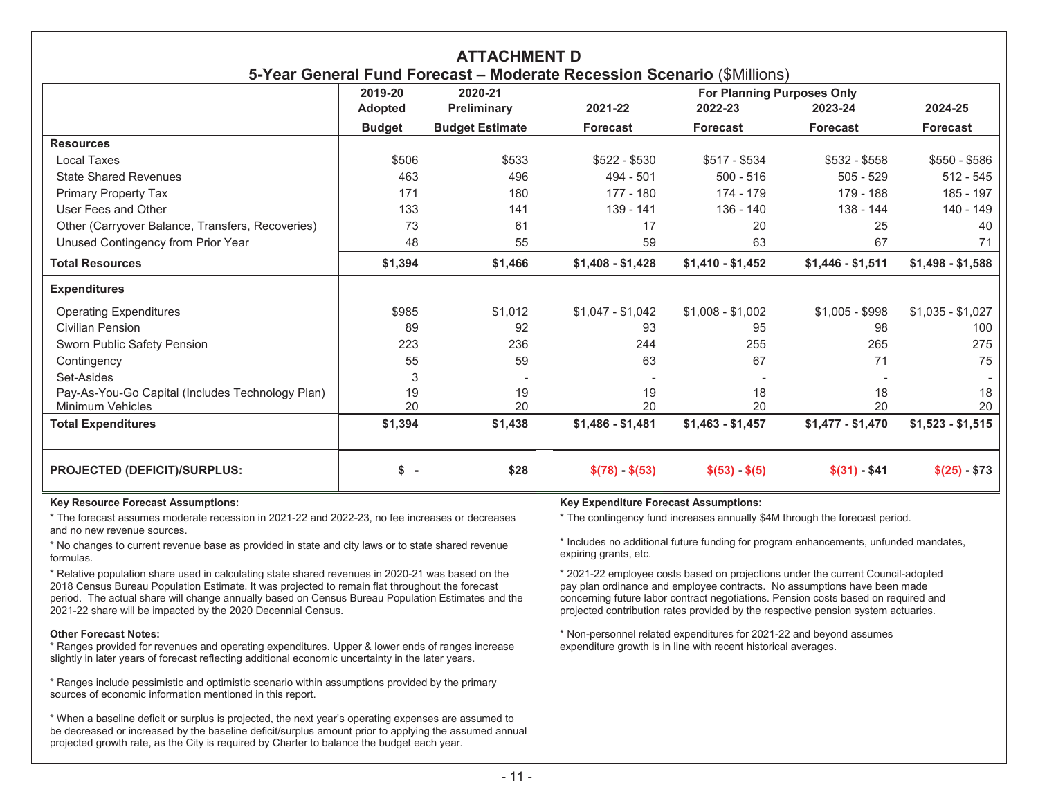# ATTACHMENT D

## 5-Year General Fund Forecast – Moderate Recession Scenario ($Millions)

| | 2019-20 Adopted Budget | 2020-21 Preliminary Budget Estimate | 2021-22 Forecast | 2022-23 Forecast | 2023-24 Forecast | 2024-25 Forecast |
|---|---|---|---|---|---|---|
| | | | For Planning Purposes Only | | | |
| **Resources** | | | | | | |
| Local Taxes | $506 | $533 | $522 - $530 | $517 - $534 | $532 - $558 | $550 - $586 |
| State Shared Revenues | 463 | 496 | 494 - 501 | 500 - 516 | 505 - 529 | 512 - 545 |
| Primary Property Tax | 171 | 180 | 177 - 180 | 174 - 179 | 179 - 188 | 185 - 197 |
| User Fees and Other | 133 | 141 | 139 - 141 | 136 - 140 | 138 - 144 | 140 - 149 |
| Other (Carryover Balance, Transfers, Recoveries) | 73 | 61 | 17 | 20 | 25 | 40 |
| Unused Contingency from Prior Year | 48 | 55 | 59 | 63 | 67 | 71 |
| **Total Resources** | **$1,394** | **$1,466** | **$1,408 - $1,428** | **$1,410 - $1,452** | **$1,446 - $1,511** | **$1,498 - $1,588** |
| **Expenditures** | | | | | | |
| Operating Expenditures | $985 | $1,012 | $1,047 - $1,042 | $1,008 - $1,002 | $1,005 - $998 | $1,035 - $1,027 |
| Civilian Pension | 89 | 92 | 93 | 95 | 98 | 100 |
| Sworn Public Safety Pension | 223 | 236 | 244 | 255 | 265 | 275 |
| Contingency | 55 | 59 | 63 | 67 | 71 | 75 |
| Set-Asides | 3 | - | - | - | - | - |
| Pay-As-You-Go Capital (Includes Technology Plan) | 19 | 19 | 19 | 18 | 18 | 18 |
| Minimum Vehicles | 20 | 20 | 20 | 20 | 20 | 20 |
| **Total Expenditures** | **$1,394** | **$1,438** | **$1,486 - $1,481** | **$1,463 - $1,457** | **$1,477 - $1,470** | **$1,523 - $1,515** |
| **PROJECTED (DEFICIT)/SURPLUS:** | **$ -** | **$28** | **$(78) - $(53)** | **$(53) - $(5)** | **$(31) - $41** | **$(25) - $73** |

**Key Resource Forecast Assumptions:**

* The forecast assumes moderate recession in 2021-22 and 2022-23, no fee increases or decreases and no new revenue sources.

* No changes to current revenue base as provided in state and city laws or to state shared revenue formulas.

* Relative population share used in calculating state shared revenues in 2020-21 was based on the 2018 Census Bureau Population Estimate. It was projected to remain flat throughout the forecast period. The actual share will change annually based on Census Bureau Population Estimates and the 2021-22 share will be impacted by the 2020 Decennial Census.

**Other Forecast Notes:**

* Ranges provided for revenues and operating expenditures. Upper & lower ends of ranges increase slightly in later years of forecast reflecting additional economic uncertainty in the later years.

* Ranges include pessimistic and optimistic scenario within assumptions provided by the primary sources of economic information mentioned in this report.

* When a baseline deficit or surplus is projected, the next year's operating expenses are assumed to be decreased or increased by the baseline deficit/surplus amount prior to applying the assumed annual projected growth rate, as the City is required by Charter to balance the budget each year.

**Key Expenditure Forecast Assumptions:**

* The contingency fund increases annually $4M through the forecast period.

* Includes no additional future funding for program enhancements, unfunded mandates, expiring grants, etc.

* 2021-22 employee costs based on projections under the current Council-adopted pay plan ordinance and employee contracts. No assumptions have been made concerning future labor contract negotiations. Pension costs based on required and projected contribution rates provided by the respective pension system actuaries.

* Non-personnel related expenditures for 2021-22 and beyond assumes expenditure growth is in line with recent historical averages.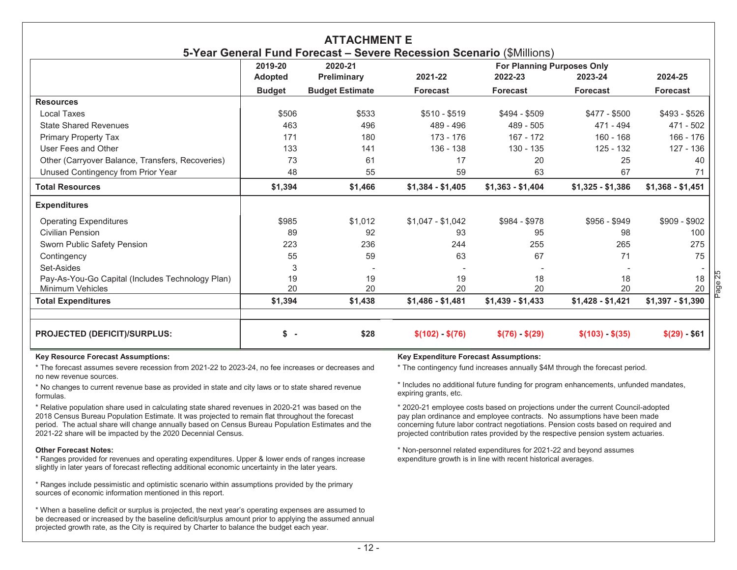# ATTACHMENT E

## 5-Year General Fund Forecast – Severe Recession Scenario ($Millions)

| | 2019-20 Adopted Budget | 2020-21 Preliminary Budget Estimate | 2021-22 Forecast | 2022-23 Forecast | 2023-24 Forecast | 2024-25 Forecast |
|---|---|---|---|---|---|---|
| | | | For Planning Purposes Only | | | |
| **Resources** | | | | | | |
| Local Taxes | $506 | $533 | $510 - $519 | $494 - $509 | $477 - $500 | $493 - $526 |
| State Shared Revenues | 463 | 496 | 489 - 496 | 489 - 505 | 471 - 494 | 471 - 502 |
| Primary Property Tax | 171 | 180 | 173 - 176 | 167 - 172 | 160 - 168 | 166 - 176 |
| User Fees and Other | 133 | 141 | 136 - 138 | 130 - 135 | 125 - 132 | 127 - 136 |
| Other (Carryover Balance, Transfers, Recoveries) | 73 | 61 | 17 | 20 | 25 | 40 |
| Unused Contingency from Prior Year | 48 | 55 | 59 | 63 | 67 | 71 |
| **Total Resources** | **$1,394** | **$1,466** | **$1,384 - $1,405** | **$1,363 - $1,404** | **$1,325 - $1,386** | **$1,368 - $1,451** |
| **Expenditures** | | | | | | |
| Operating Expenditures | $985 | $1,012 | $1,047 - $1,042 | $984 - $978 | $956 - $949 | $909 - $902 |
| Civilian Pension | 89 | 92 | 93 | 95 | 98 | 100 |
| Sworn Public Safety Pension | 223 | 236 | 244 | 255 | 265 | 275 |
| Contingency | 55 | 59 | 63 | 67 | 71 | 75 |
| Set-Asides | 3 | - | - | - | - | - |
| Pay-As-You-Go Capital (Includes Technology Plan) | 19 | 19 | 19 | 18 | 18 | 18 |
| Minimum Vehicles | 20 | 20 | 20 | 20 | 20 | 20 |
| **Total Expenditures** | **$1,394** | **$1,438** | **$1,486 - $1,481** | **$1,439 - $1,433** | **$1,428 - $1,421** | **$1,397 - $1,390** |
| **PROJECTED (DEFICIT)/SURPLUS:** | **$ -** | **$28** | **$(102) - $(76)** | **$(76) - $(29)** | **$(103) - $(35)** | **$(29) - $61** |

**Key Resource Forecast Assumptions:**

* The forecast assumes severe recession from 2021-22 to 2023-24, no fee increases or decreases and no new revenue sources.

* No changes to current revenue base as provided in state and city laws or to state shared revenue formulas.

* Relative population share used in calculating state shared revenues in 2020-21 was based on the 2018 Census Bureau Population Estimate. It was projected to remain flat throughout the forecast period. The actual share will change annually based on Census Bureau Population Estimates and the 2021-22 share will be impacted by the 2020 Decennial Census.

**Other Forecast Notes:**

* Ranges provided for revenues and operating expenditures. Upper & lower ends of ranges increase slightly in later years of forecast reflecting additional economic uncertainty in the later years.

* Ranges include pessimistic and optimistic scenario within assumptions provided by the primary sources of economic information mentioned in this report.

* When a baseline deficit or surplus is projected, the next year's operating expenses are assumed to be decreased or increased by the baseline deficit/surplus amount prior to applying the assumed annual projected growth rate, as the City is required by Charter to balance the budget each year.

**Key Expenditure Forecast Assumptions:**

* The contingency fund increases annually $4M through the forecast period.

* Includes no additional future funding for program enhancements, unfunded mandates, expiring grants, etc.

* 2020-21 employee costs based on projections under the current Council-adopted pay plan ordinance and employee contracts. No assumptions have been made concerning future labor contract negotiations. Pension costs based on required and projected contribution rates provided by the respective pension system actuaries.

* Non-personnel related expenditures for 2021-22 and beyond assumes expenditure growth is in line with recent historical averages.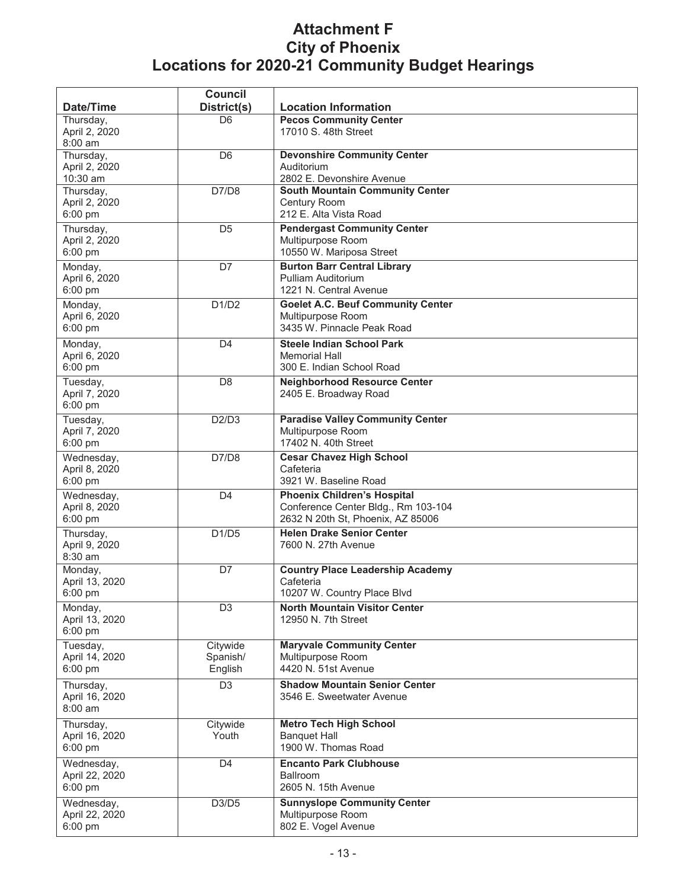# Attachment F
# City of Phoenix
# Locations for 2020-21 Community Budget Hearings

| Date/Time | Council District(s) | Location Information |
|---|---|---|
| Thursday, April 2, 2020 8:00 am | D6 | **Pecos Community Center** 17010 S. 48th Street |
| Thursday, April 2, 2020 10:30 am | D6 | **Devonshire Community Center** Auditorium 2802 E. Devonshire Avenue |
| Thursday, April 2, 2020 6:00 pm | D7/D8 | **South Mountain Community Center** Century Room 212 E. Alta Vista Road |
| Thursday, April 2, 2020 6:00 pm | D5 | **Pendergast Community Center** Multipurpose Room 10550 W. Mariposa Street |
| Monday, April 6, 2020 6:00 pm | D7 | **Burton Barr Central Library** Pulliam Auditorium 1221 N. Central Avenue |
| Monday, April 6, 2020 6:00 pm | D1/D2 | **Goelet A.C. Beuf Community Center** Multipurpose Room 3435 W. Pinnacle Peak Road |
| Monday, April 6, 2020 6:00 pm | D4 | **Steele Indian School Park** Memorial Hall 300 E. Indian School Road |
| Tuesday, April 7, 2020 6:00 pm | D8 | **Neighborhood Resource Center** 2405 E. Broadway Road |
| Tuesday, April 7, 2020 6:00 pm | D2/D3 | **Paradise Valley Community Center** Multipurpose Room 17402 N. 40th Street |
| Wednesday, April 8, 2020 6:00 pm | D7/D8 | **Cesar Chavez High School** Cafeteria 3921 W. Baseline Road |
| Wednesday, April 8, 2020 6:00 pm | D4 | **Phoenix Children's Hospital** Conference Center Bldg., Rm 103-104 2632 N 20th St, Phoenix, AZ 85006 |
| Thursday, April 9, 2020 8:30 am | D1/D5 | **Helen Drake Senior Center** 7600 N. 27th Avenue |
| Monday, April 13, 2020 6:00 pm | D7 | **Country Place Leadership Academy** Cafeteria 10207 W. Country Place Blvd |
| Monday, April 13, 2020 6:00 pm | D3 | **North Mountain Visitor Center** 12950 N. 7th Street |
| Tuesday, April 14, 2020 6:00 pm | Citywide Spanish/ English | **Maryvale Community Center** Multipurpose Room 4420 N. 51st Avenue |
| Thursday, April 16, 2020 8:00 am | D3 | **Shadow Mountain Senior Center** 3546 E. Sweetwater Avenue |
| Thursday, April 16, 2020 6:00 pm | Citywide Youth | **Metro Tech High School** Banquet Hall 1900 W. Thomas Road |
| Wednesday, April 22, 2020 6:00 pm | D4 | **Encanto Park Clubhouse** Ballroom 2605 N. 15th Avenue |
| Wednesday, April 22, 2020 6:00 pm | D3/D5 | **Sunnyslope Community Center** Multipurpose Room 802 E. Vogel Avenue |